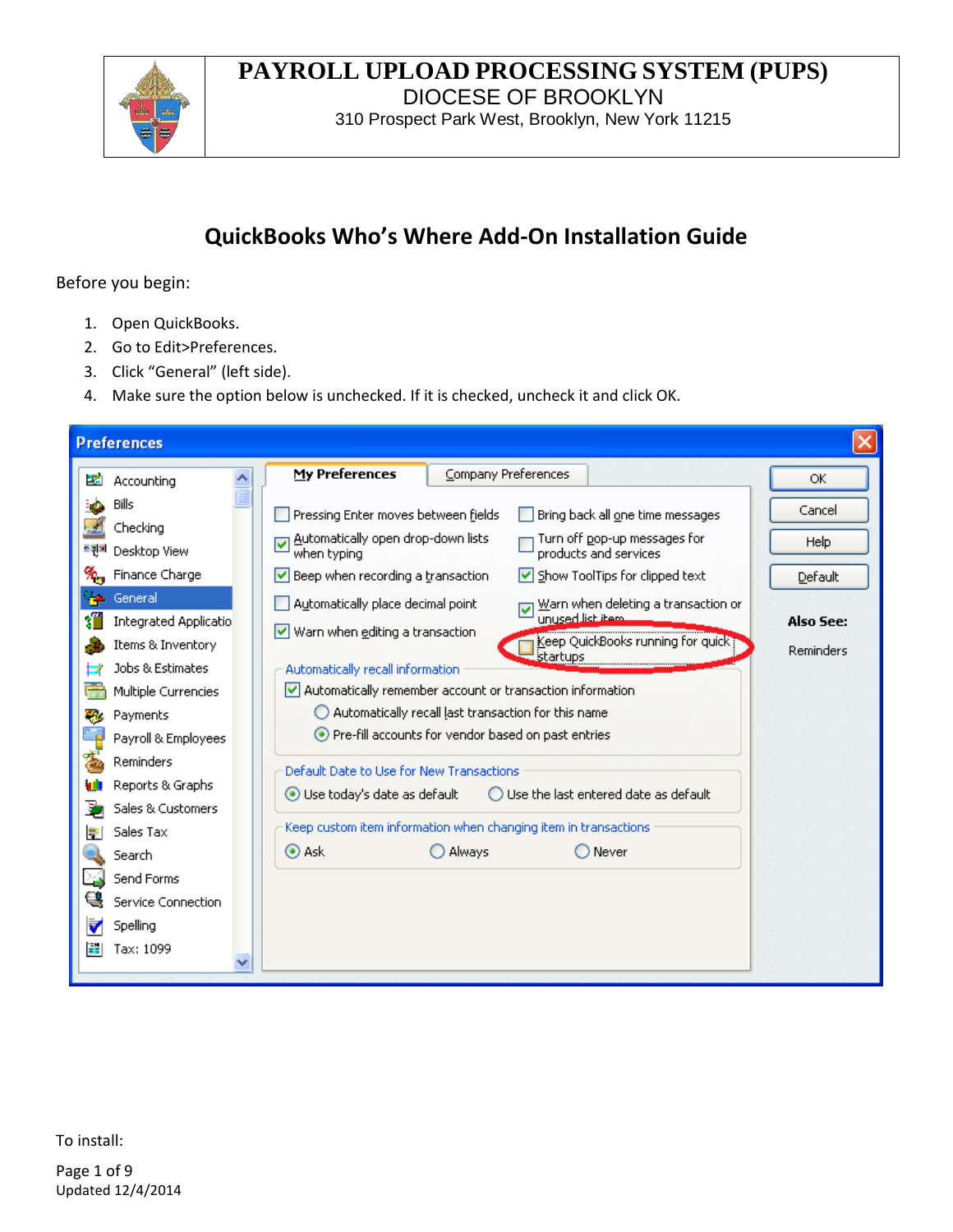# PAYROLL UPLOAD PROCESSING SYSTEM (PUPS)

DIOCESE OF BROOKLYN

310 Prospect Park West, Brooklyn, New York 11215

## QuickBooks Who's Where Add-On Installation Guide

Before you begin:

1. Open QuickBooks.
2. Go to Edit>Preferences.
3. Click "General" (left side).
4. Make sure the option below is unchecked. If it is checked, uncheck it and click OK.

To install: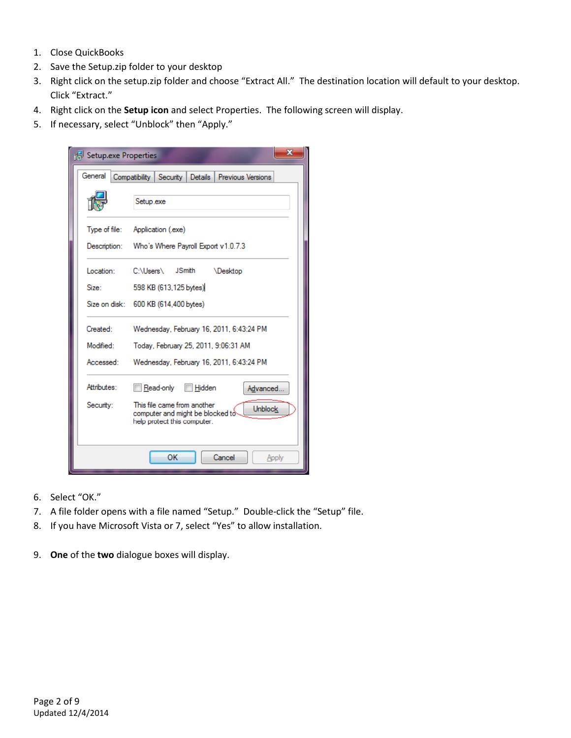1. Close QuickBooks
2. Save the Setup.zip folder to your desktop
3. Right click on the setup.zip folder and choose "Extract All." The destination location will default to your desktop. Click "Extract."
4. Right click on the **Setup icon** and select Properties. The following screen will display.
5. If necessary, select "Unblock" then "Apply."
6. Select "OK."
7. A file folder opens with a file named "Setup." Double-click the "Setup" file.
8. If you have Microsoft Vista or 7, select "Yes" to allow installation.
9. **One** of the **two** dialogue boxes will display.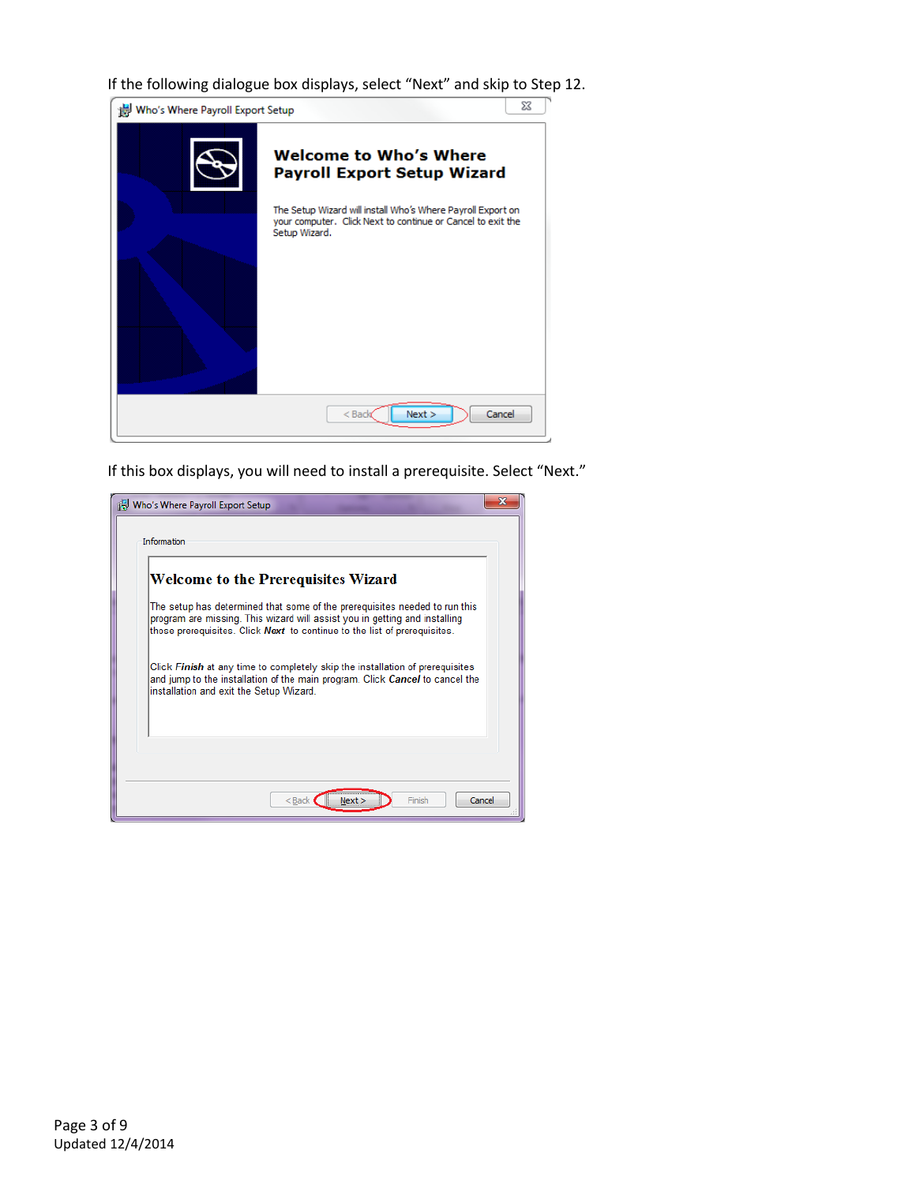If the following dialogue box displays, select “Next” and skip to Step 12.

If this box displays, you will need to install a prerequisite. Select “Next.”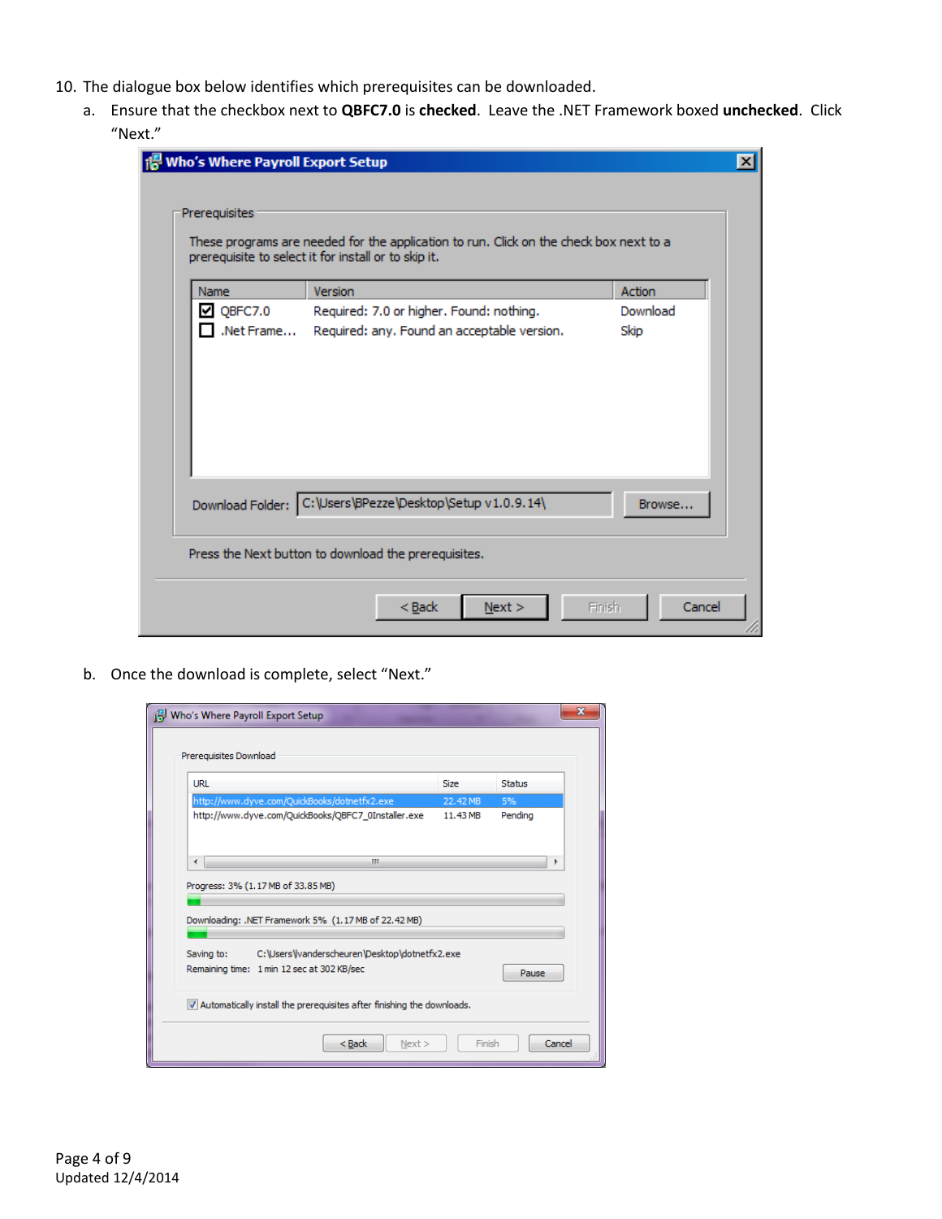10. The dialogue box below identifies which prerequisites can be downloaded.

    a. Ensure that the checkbox next to **QBFC7.0** is **checked**. Leave the .NET Framework boxed **unchecked**. Click "Next."

    **Who's Where Payroll Export Setup**

    Prerequisites

    These programs are needed for the application to run. Click on the check box next to a prerequisite to select it for install or to skip it.

    | Name | Version | Action |
    | --- | --- | --- |
    | ☑ QBFC7.0 | Required: 7.0 or higher. Found: nothing. | Download |
    | ☐ .Net Frame... | Required: any. Found an acceptable version. | Skip |

    Download Folder: C:\Users\BPezze\Desktop\Setup v1.0.9.14\ [Browse...]

    Press the Next button to download the prerequisites.

    [< Back] [Next >] [Finish] [Cancel]

    b. Once the download is complete, select "Next."

    **Who's Where Payroll Export Setup**

    Prerequisites Download

    | URL | Size | Status |
    | --- | --- | --- |
    | http://www.dyve.com/QuickBooks/dotnetfx2.exe | 22.42 MB | 5% |
    | http://www.dyve.com/QuickBooks/QBFC7_0Installer.exe | 11.43 MB | Pending |

    Progress: 3% (1.17 MB of 33.85 MB)

    Downloading: .NET Framework 5% (1.17 MB of 22.42 MB)

    Saving to: C:\Users\vanderscheuren\Desktop\dotnetfx2.exe

    Remaining time: 1 min 12 sec at 302 KB/sec [Pause]

    ☑ Automatically install the prerequisites after finishing the downloads.

    [< Back] [Next >] [Finish] [Cancel]

Updated 12/4/2014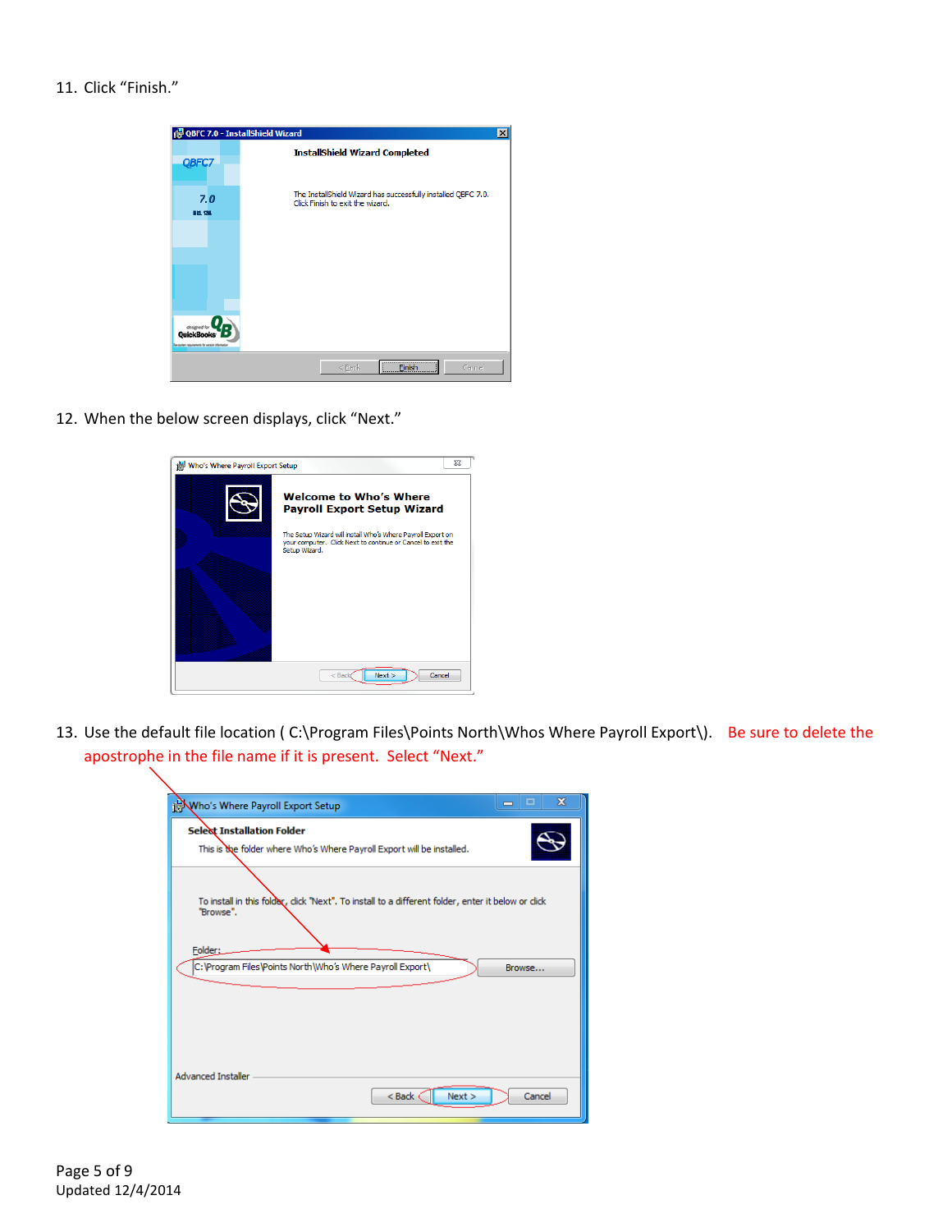11. Click “Finish.”

12. When the below screen displays, click “Next.”

13. Use the default file location ( C:\Program Files\Points North\Whos Where Payroll Export\). Be sure to delete the apostrophe in the file name if it is present. Select “Next.”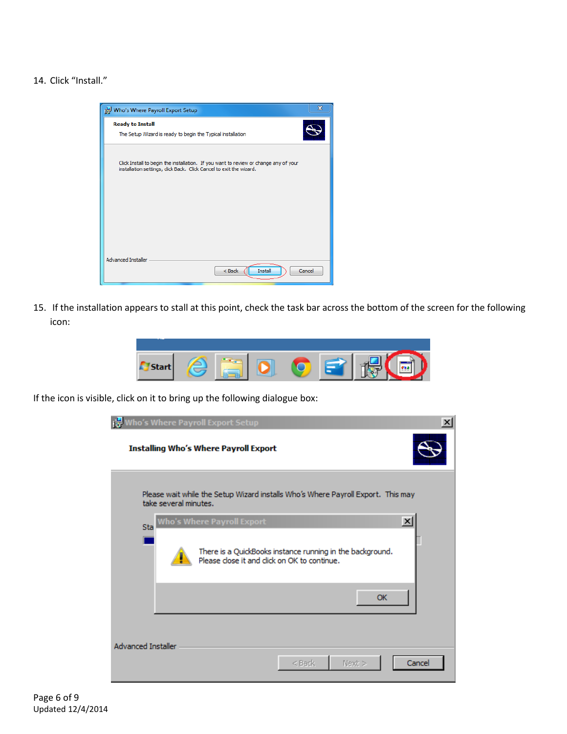14. Click “Install.”

15. If the installation appears to stall at this point, check the task bar across the bottom of the screen for the following icon:

If the icon is visible, click on it to bring up the following dialogue box: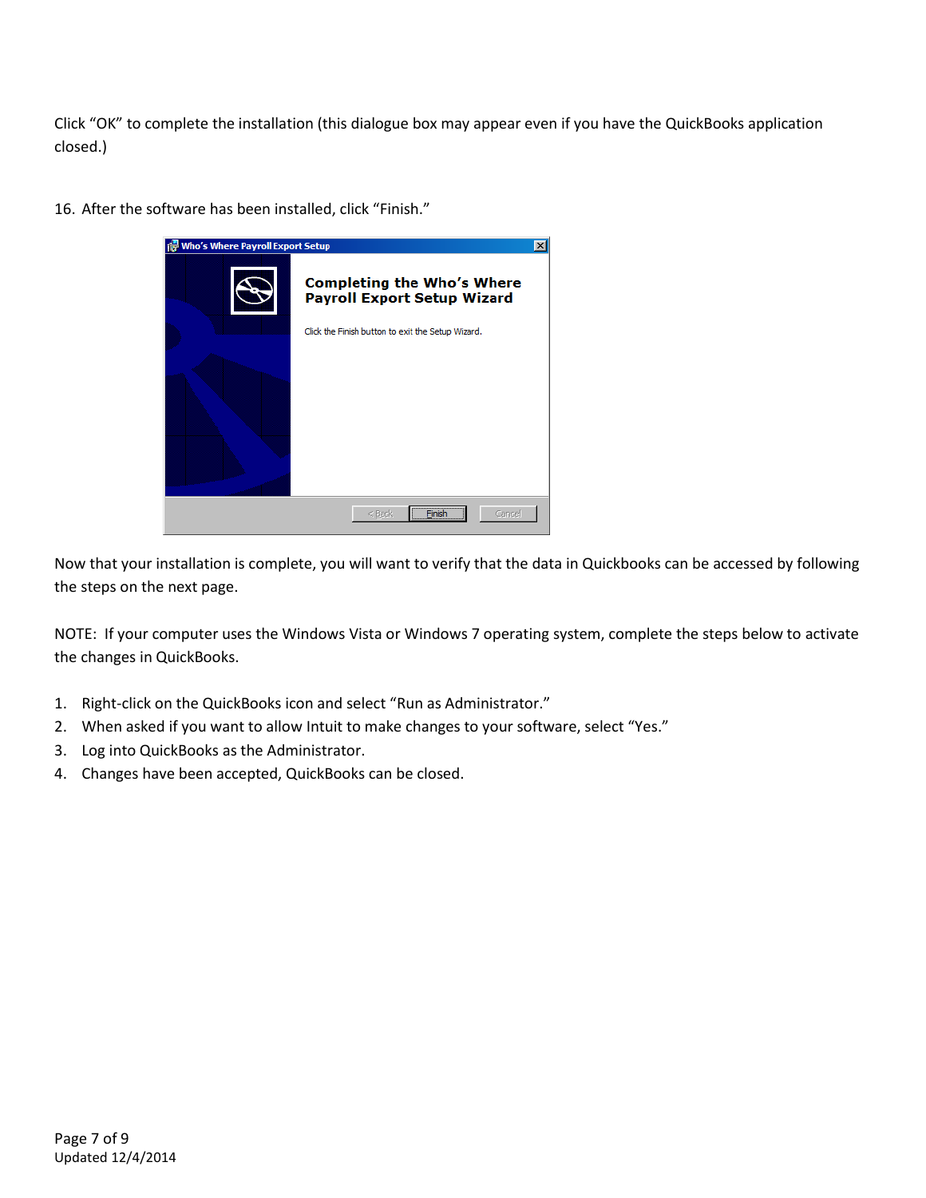Click "OK" to complete the installation (this dialogue box may appear even if you have the QuickBooks application closed.)

16. After the software has been installed, click "Finish."

Now that your installation is complete, you will want to verify that the data in Quickbooks can be accessed by following the steps on the next page.

NOTE: If your computer uses the Windows Vista or Windows 7 operating system, complete the steps below to activate the changes in QuickBooks.

1. Right-click on the QuickBooks icon and select "Run as Administrator."
2. When asked if you want to allow Intuit to make changes to your software, select "Yes."
3. Log into QuickBooks as the Administrator.
4. Changes have been accepted, QuickBooks can be closed.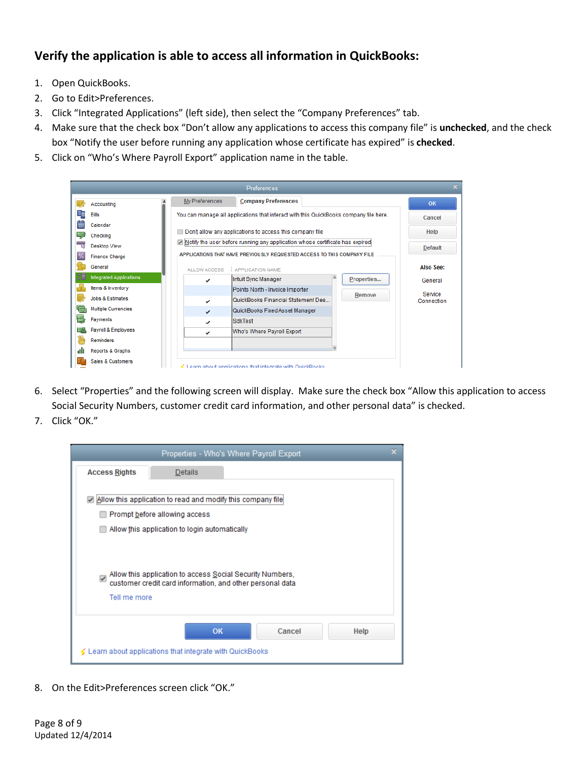## Verify the application is able to access all information in QuickBooks:

1. Open QuickBooks.
2. Go to Edit>Preferences.
3. Click "Integrated Applications" (left side), then select the "Company Preferences" tab.
4. Make sure that the check box "Don't allow any applications to access this company file" is **unchecked**, and the check box "Notify the user before running any application whose certificate has expired" is **checked**.
5. Click on "Who's Where Payroll Export" application name in the table.

6. Select "Properties" and the following screen will display. Make sure the check box "Allow this application to access Social Security Numbers, customer credit card information, and other personal data" is checked.
7. Click "OK."

8. On the Edit>Preferences screen click "OK."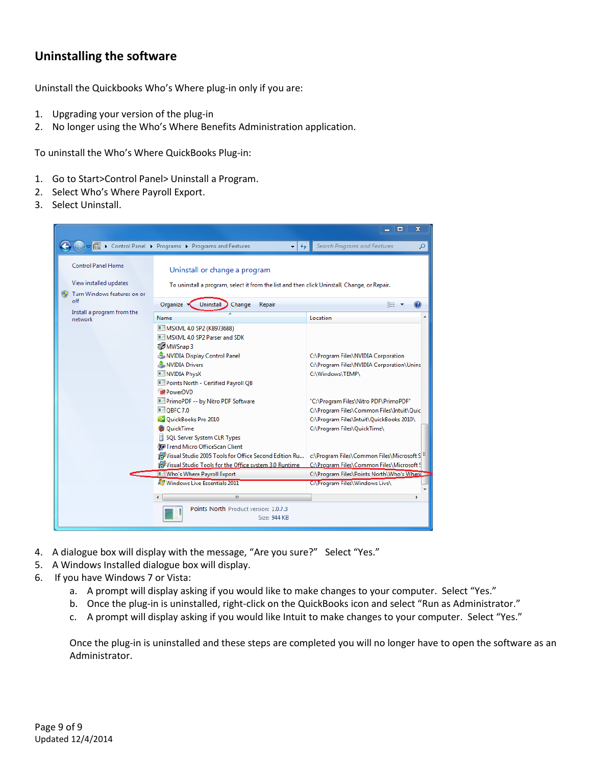## Uninstalling the software

Uninstall the Quickbooks Who's Where plug-in only if you are:

1. Upgrading your version of the plug-in
2. No longer using the Who's Where Benefits Administration application.

To uninstall the Who's Where QuickBooks Plug-in:

1. Go to Start>Control Panel> Uninstall a Program.
2. Select Who's Where Payroll Export.
3. Select Uninstall.
4. A dialogue box will display with the message, "Are you sure?" Select "Yes."
5. A Windows Installed dialogue box will display.
6. If you have Windows 7 or Vista:
   a. A prompt will display asking if you would like to make changes to your computer. Select "Yes."
   b. Once the plug-in is uninstalled, right-click on the QuickBooks icon and select "Run as Administrator."
   c. A prompt will display asking if you would like Intuit to make changes to your computer. Select "Yes."

   Once the plug-in is uninstalled and these steps are completed you will no longer have to open the software as an Administrator.

Updated 12/4/2014